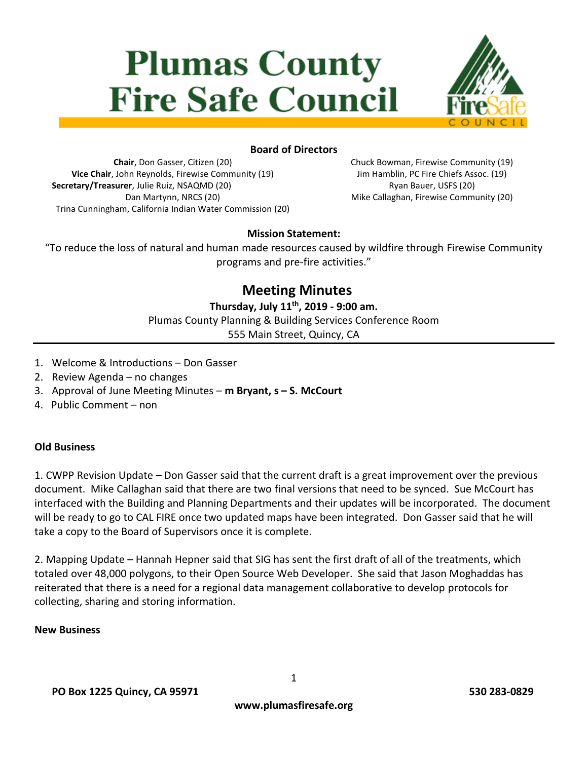# Plumas County Fire Safe Council

### Board of Directors

**Chair**, Don Gasser, Citizen (20)
**Vice Chair**, John Reynolds, Firewise Community (19)
**Secretary/Treasurer**, Julie Ruiz, NSAQMD (20)
Dan Martynn, NRCS (20)
Trina Cunningham, California Indian Water Commission (20)
Chuck Bowman, Firewise Community (19)
Jim Hamblin, PC Fire Chiefs Assoc. (19)
Ryan Bauer, USFS (20)
Mike Callaghan, Firewise Community (20)

**Mission Statement:**

"To reduce the loss of natural and human made resources caused by wildfire through Firewise Community programs and pre-fire activities."

## Meeting Minutes

**Thursday, July 11th, 2019 - 9:00 am.**
Plumas County Planning & Building Services Conference Room
555 Main Street, Quincy, CA

---

1. Welcome & Introductions – Don Gasser
2. Review Agenda – no changes
3. Approval of June Meeting Minutes – **m Bryant, s – S. McCourt**
4. Public Comment – non

**Old Business**

1. CWPP Revision Update – Don Gasser said that the current draft is a great improvement over the previous document. Mike Callaghan said that there are two final versions that need to be synced. Sue McCourt has interfaced with the Building and Planning Departments and their updates will be incorporated. The document will be ready to go to CAL FIRE once two updated maps have been integrated. Don Gasser said that he will take a copy to the Board of Supervisors once it is complete.

2. Mapping Update – Hannah Hepner said that SIG has sent the first draft of all of the treatments, which totaled over 48,000 polygons, to their Open Source Web Developer. She said that Jason Moghaddas has reiterated that there is a need for a regional data management collaborative to develop protocols for collecting, sharing and storing information.

**New Business**

PO Box 1225 Quincy, CA 95971 530 283-0829
www.plumasfiresafe.org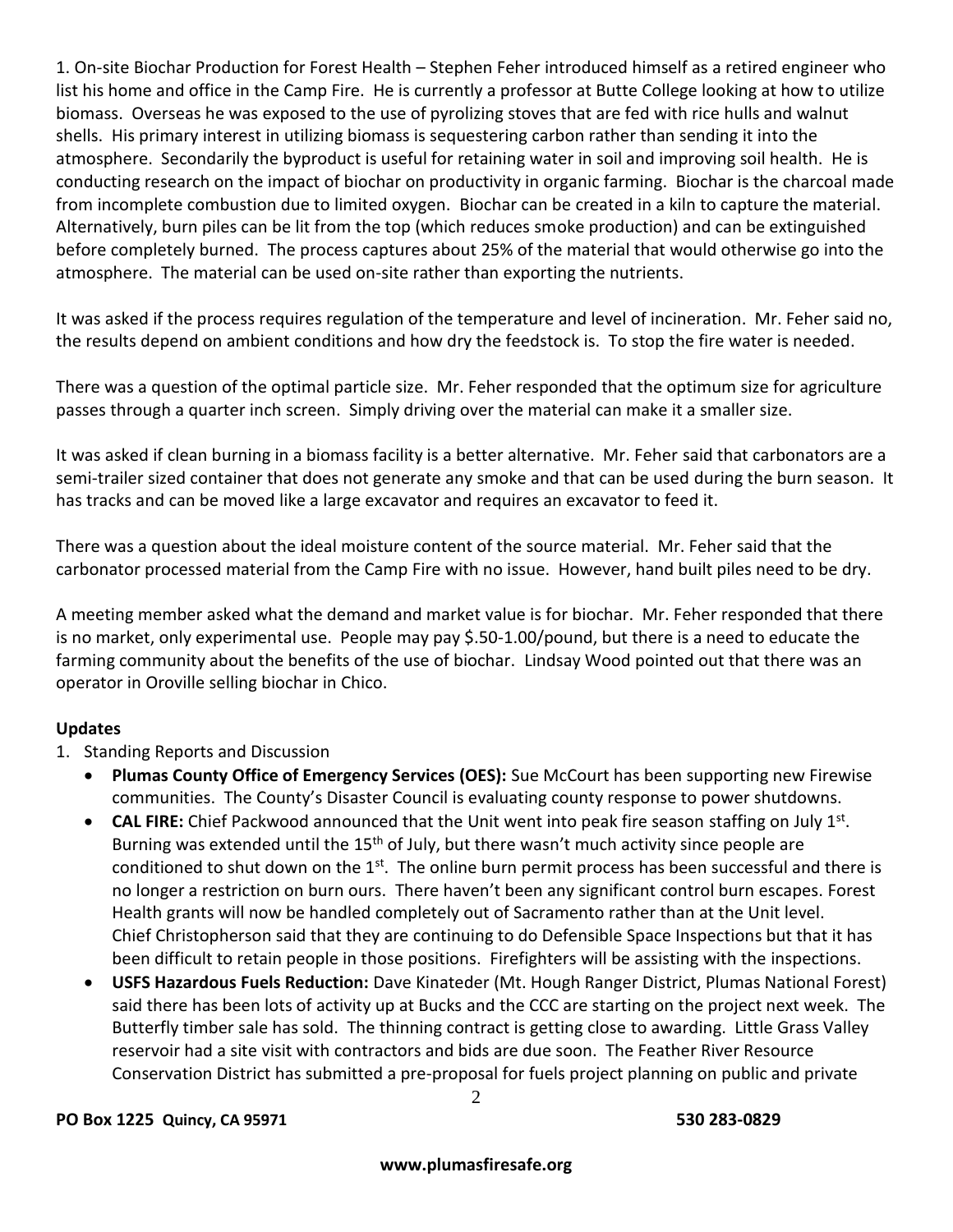1. On-site Biochar Production for Forest Health – Stephen Feher introduced himself as a retired engineer who list his home and office in the Camp Fire. He is currently a professor at Butte College looking at how to utilize biomass. Overseas he was exposed to the use of pyrolizing stoves that are fed with rice hulls and walnut shells. His primary interest in utilizing biomass is sequestering carbon rather than sending it into the atmosphere. Secondarily the byproduct is useful for retaining water in soil and improving soil health. He is conducting research on the impact of biochar on productivity in organic farming. Biochar is the charcoal made from incomplete combustion due to limited oxygen. Biochar can be created in a kiln to capture the material. Alternatively, burn piles can be lit from the top (which reduces smoke production) and can be extinguished before completely burned. The process captures about 25% of the material that would otherwise go into the atmosphere. The material can be used on-site rather than exporting the nutrients.

It was asked if the process requires regulation of the temperature and level of incineration. Mr. Feher said no, the results depend on ambient conditions and how dry the feedstock is. To stop the fire water is needed.

There was a question of the optimal particle size. Mr. Feher responded that the optimum size for agriculture passes through a quarter inch screen. Simply driving over the material can make it a smaller size.

It was asked if clean burning in a biomass facility is a better alternative. Mr. Feher said that carbonators are a semi-trailer sized container that does not generate any smoke and that can be used during the burn season. It has tracks and can be moved like a large excavator and requires an excavator to feed it.

There was a question about the ideal moisture content of the source material. Mr. Feher said that the carbonator processed material from the Camp Fire with no issue. However, hand built piles need to be dry.

A meeting member asked what the demand and market value is for biochar. Mr. Feher responded that there is no market, only experimental use. People may pay $.50-1.00/pound, but there is a need to educate the farming community about the benefits of the use of biochar. Lindsay Wood pointed out that there was an operator in Oroville selling biochar in Chico.

**Updates**

1. Standing Reports and Discussion
   - **Plumas County Office of Emergency Services (OES):** Sue McCourt has been supporting new Firewise communities. The County's Disaster Council is evaluating county response to power shutdowns.
   - **CAL FIRE:** Chief Packwood announced that the Unit went into peak fire season staffing on July 1st. Burning was extended until the 15th of July, but there wasn't much activity since people are conditioned to shut down on the 1st. The online burn permit process has been successful and there is no longer a restriction on burn ours. There haven't been any significant control burn escapes. Forest Health grants will now be handled completely out of Sacramento rather than at the Unit level. Chief Christopherson said that they are continuing to do Defensible Space Inspections but that it has been difficult to retain people in those positions. Firefighters will be assisting with the inspections.
   - **USFS Hazardous Fuels Reduction:** Dave Kinateder (Mt. Hough Ranger District, Plumas National Forest) said there has been lots of activity up at Bucks and the CCC are starting on the project next week. The Butterfly timber sale has sold. The thinning contract is getting close to awarding. Little Grass Valley reservoir had a site visit with contractors and bids are due soon. The Feather River Resource Conservation District has submitted a pre-proposal for fuels project planning on public and private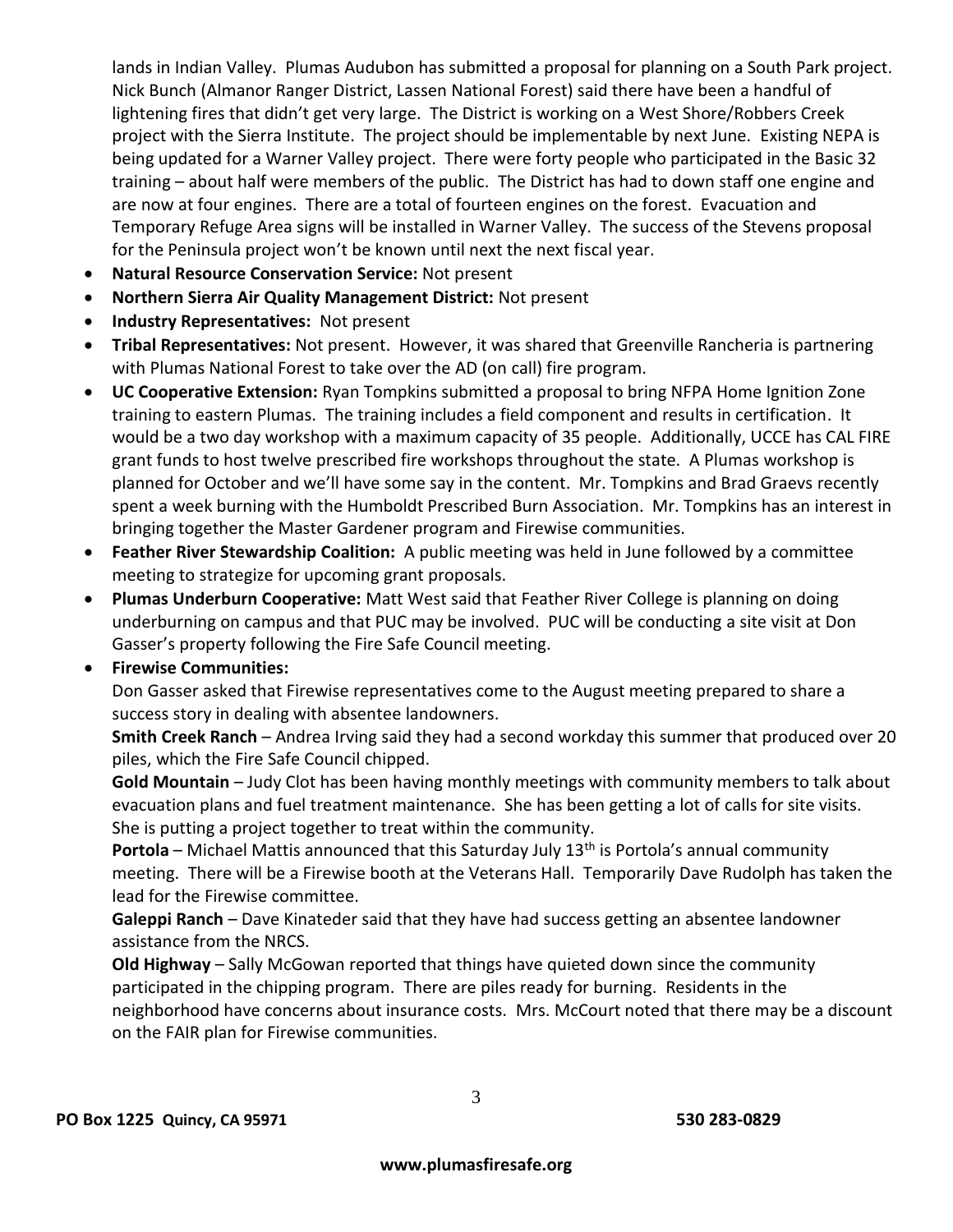lands in Indian Valley. Plumas Audubon has submitted a proposal for planning on a South Park project. Nick Bunch (Almanor Ranger District, Lassen National Forest) said there have been a handful of lightening fires that didn't get very large. The District is working on a West Shore/Robbers Creek project with the Sierra Institute. The project should be implementable by next June. Existing NEPA is being updated for a Warner Valley project. There were forty people who participated in the Basic 32 training – about half were members of the public. The District has had to down staff one engine and are now at four engines. There are a total of fourteen engines on the forest. Evacuation and Temporary Refuge Area signs will be installed in Warner Valley. The success of the Stevens proposal for the Peninsula project won't be known until next the next fiscal year.

- **Natural Resource Conservation Service:** Not present
- **Northern Sierra Air Quality Management District:** Not present
- **Industry Representatives:** Not present
- **Tribal Representatives:** Not present. However, it was shared that Greenville Rancheria is partnering with Plumas National Forest to take over the AD (on call) fire program.
- **UC Cooperative Extension:** Ryan Tompkins submitted a proposal to bring NFPA Home Ignition Zone training to eastern Plumas. The training includes a field component and results in certification. It would be a two day workshop with a maximum capacity of 35 people. Additionally, UCCE has CAL FIRE grant funds to host twelve prescribed fire workshops throughout the state. A Plumas workshop is planned for October and we'll have some say in the content. Mr. Tompkins and Brad Graevs recently spent a week burning with the Humboldt Prescribed Burn Association. Mr. Tompkins has an interest in bringing together the Master Gardener program and Firewise communities.
- **Feather River Stewardship Coalition:** A public meeting was held in June followed by a committee meeting to strategize for upcoming grant proposals.
- **Plumas Underburn Cooperative:** Matt West said that Feather River College is planning on doing underburning on campus and that PUC may be involved. PUC will be conducting a site visit at Don Gasser's property following the Fire Safe Council meeting.
- **Firewise Communities:**

  Don Gasser asked that Firewise representatives come to the August meeting prepared to share a success story in dealing with absentee landowners.

  **Smith Creek Ranch** – Andrea Irving said they had a second workday this summer that produced over 20 piles, which the Fire Safe Council chipped.

  **Gold Mountain** – Judy Clot has been having monthly meetings with community members to talk about evacuation plans and fuel treatment maintenance. She has been getting a lot of calls for site visits. She is putting a project together to treat within the community.

  **Portola** – Michael Mattis announced that this Saturday July 13th is Portola's annual community meeting. There will be a Firewise booth at the Veterans Hall. Temporarily Dave Rudolph has taken the lead for the Firewise committee.

  **Galeppi Ranch** – Dave Kinateder said that they have had success getting an absentee landowner assistance from the NRCS.

  **Old Highway** – Sally McGowan reported that things have quieted down since the community participated in the chipping program. There are piles ready for burning. Residents in the neighborhood have concerns about insurance costs. Mrs. McCourt noted that there may be a discount on the FAIR plan for Firewise communities.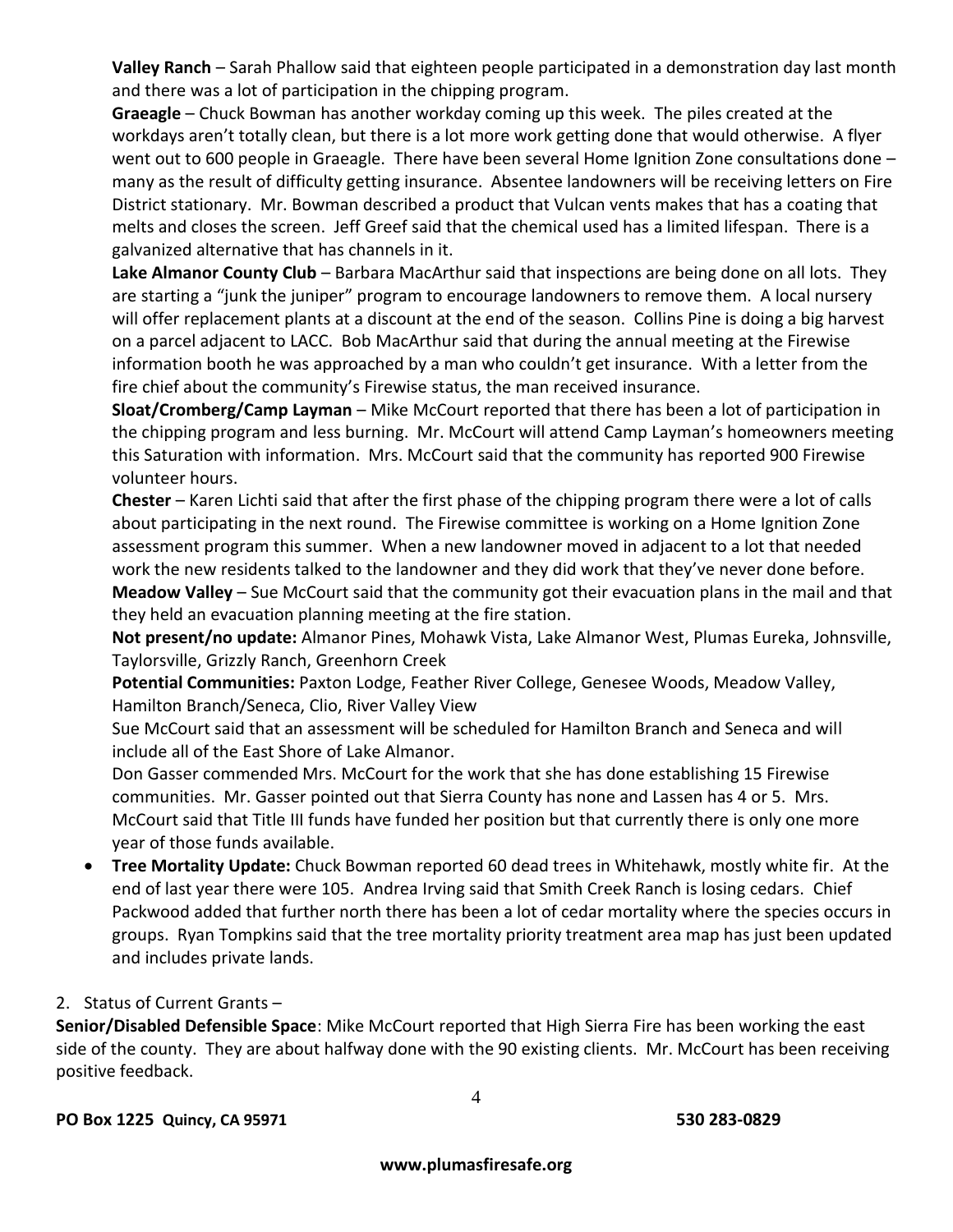**Valley Ranch** – Sarah Phallow said that eighteen people participated in a demonstration day last month and there was a lot of participation in the chipping program.

**Graeagle** – Chuck Bowman has another workday coming up this week. The piles created at the workdays aren't totally clean, but there is a lot more work getting done that would otherwise. A flyer went out to 600 people in Graeagle. There have been several Home Ignition Zone consultations done – many as the result of difficulty getting insurance. Absentee landowners will be receiving letters on Fire District stationary. Mr. Bowman described a product that Vulcan vents makes that has a coating that melts and closes the screen. Jeff Greef said that the chemical used has a limited lifespan. There is a galvanized alternative that has channels in it.

**Lake Almanor County Club** – Barbara MacArthur said that inspections are being done on all lots. They are starting a "junk the juniper" program to encourage landowners to remove them. A local nursery will offer replacement plants at a discount at the end of the season. Collins Pine is doing a big harvest on a parcel adjacent to LACC. Bob MacArthur said that during the annual meeting at the Firewise information booth he was approached by a man who couldn't get insurance. With a letter from the fire chief about the community's Firewise status, the man received insurance.

**Sloat/Cromberg/Camp Layman** – Mike McCourt reported that there has been a lot of participation in the chipping program and less burning. Mr. McCourt will attend Camp Layman's homeowners meeting this Saturation with information. Mrs. McCourt said that the community has reported 900 Firewise volunteer hours.

**Chester** – Karen Lichti said that after the first phase of the chipping program there were a lot of calls about participating in the next round. The Firewise committee is working on a Home Ignition Zone assessment program this summer. When a new landowner moved in adjacent to a lot that needed work the new residents talked to the landowner and they did work that they've never done before.

**Meadow Valley** – Sue McCourt said that the community got their evacuation plans in the mail and that they held an evacuation planning meeting at the fire station.

**Not present/no update:** Almanor Pines, Mohawk Vista, Lake Almanor West, Plumas Eureka, Johnsville, Taylorsville, Grizzly Ranch, Greenhorn Creek

**Potential Communities:** Paxton Lodge, Feather River College, Genesee Woods, Meadow Valley, Hamilton Branch/Seneca, Clio, River Valley View

Sue McCourt said that an assessment will be scheduled for Hamilton Branch and Seneca and will include all of the East Shore of Lake Almanor.

Don Gasser commended Mrs. McCourt for the work that she has done establishing 15 Firewise communities. Mr. Gasser pointed out that Sierra County has none and Lassen has 4 or 5. Mrs. McCourt said that Title III funds have funded her position but that currently there is only one more year of those funds available.

- **Tree Mortality Update:** Chuck Bowman reported 60 dead trees in Whitehawk, mostly white fir. At the end of last year there were 105. Andrea Irving said that Smith Creek Ranch is losing cedars. Chief Packwood added that further north there has been a lot of cedar mortality where the species occurs in groups. Ryan Tompkins said that the tree mortality priority treatment area map has just been updated and includes private lands.

2. Status of Current Grants –

**Senior/Disabled Defensible Space**: Mike McCourt reported that High Sierra Fire has been working the east side of the county. They are about halfway done with the 90 existing clients. Mr. McCourt has been receiving positive feedback.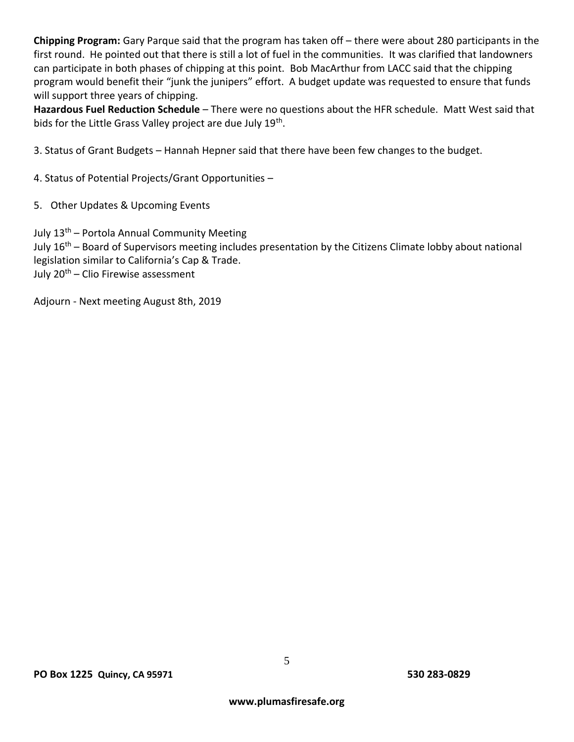**Chipping Program:** Gary Parque said that the program has taken off – there were about 280 participants in the first round. He pointed out that there is still a lot of fuel in the communities. It was clarified that landowners can participate in both phases of chipping at this point. Bob MacArthur from LACC said that the chipping program would benefit their "junk the junipers" effort. A budget update was requested to ensure that funds will support three years of chipping.

**Hazardous Fuel Reduction Schedule** – There were no questions about the HFR schedule. Matt West said that bids for the Little Grass Valley project are due July 19th.

3. Status of Grant Budgets – Hannah Hepner said that there have been few changes to the budget.

4. Status of Potential Projects/Grant Opportunities –

5. Other Updates & Upcoming Events

July 13th – Portola Annual Community Meeting
July 16th – Board of Supervisors meeting includes presentation by the Citizens Climate lobby about national legislation similar to California's Cap & Trade.
July 20th – Clio Firewise assessment

Adjourn - Next meeting August 8th, 2019

**PO Box 1225 Quincy, CA 95971** **530 283-0829**

**www.plumasfiresafe.org**